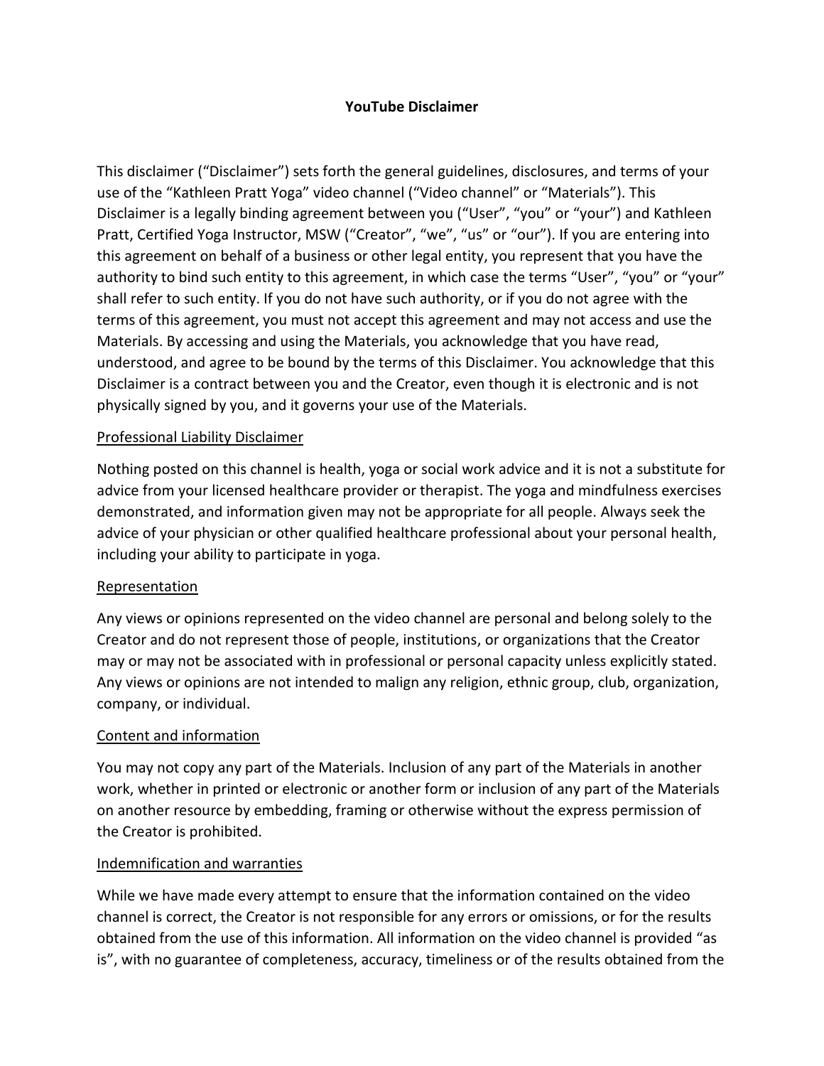# YouTube Disclaimer

This disclaimer ("Disclaimer") sets forth the general guidelines, disclosures, and terms of your use of the "Kathleen Pratt Yoga" video channel ("Video channel" or "Materials"). This Disclaimer is a legally binding agreement between you ("User", "you" or "your") and Kathleen Pratt, Certified Yoga Instructor, MSW ("Creator", "we", "us" or "our"). If you are entering into this agreement on behalf of a business or other legal entity, you represent that you have the authority to bind such entity to this agreement, in which case the terms "User", "you" or "your" shall refer to such entity. If you do not have such authority, or if you do not agree with the terms of this agreement, you must not accept this agreement and may not access and use the Materials. By accessing and using the Materials, you acknowledge that you have read, understood, and agree to be bound by the terms of this Disclaimer. You acknowledge that this Disclaimer is a contract between you and the Creator, even though it is electronic and is not physically signed by you, and it governs your use of the Materials.

## Professional Liability Disclaimer

Nothing posted on this channel is health, yoga or social work advice and it is not a substitute for advice from your licensed healthcare provider or therapist. The yoga and mindfulness exercises demonstrated, and information given may not be appropriate for all people. Always seek the advice of your physician or other qualified healthcare professional about your personal health, including your ability to participate in yoga.

## Representation

Any views or opinions represented on the video channel are personal and belong solely to the Creator and do not represent those of people, institutions, or organizations that the Creator may or may not be associated with in professional or personal capacity unless explicitly stated. Any views or opinions are not intended to malign any religion, ethnic group, club, organization, company, or individual.

## Content and information

You may not copy any part of the Materials. Inclusion of any part of the Materials in another work, whether in printed or electronic or another form or inclusion of any part of the Materials on another resource by embedding, framing or otherwise without the express permission of the Creator is prohibited.

## Indemnification and warranties

While we have made every attempt to ensure that the information contained on the video channel is correct, the Creator is not responsible for any errors or omissions, or for the results obtained from the use of this information. All information on the video channel is provided "as is", with no guarantee of completeness, accuracy, timeliness or of the results obtained from the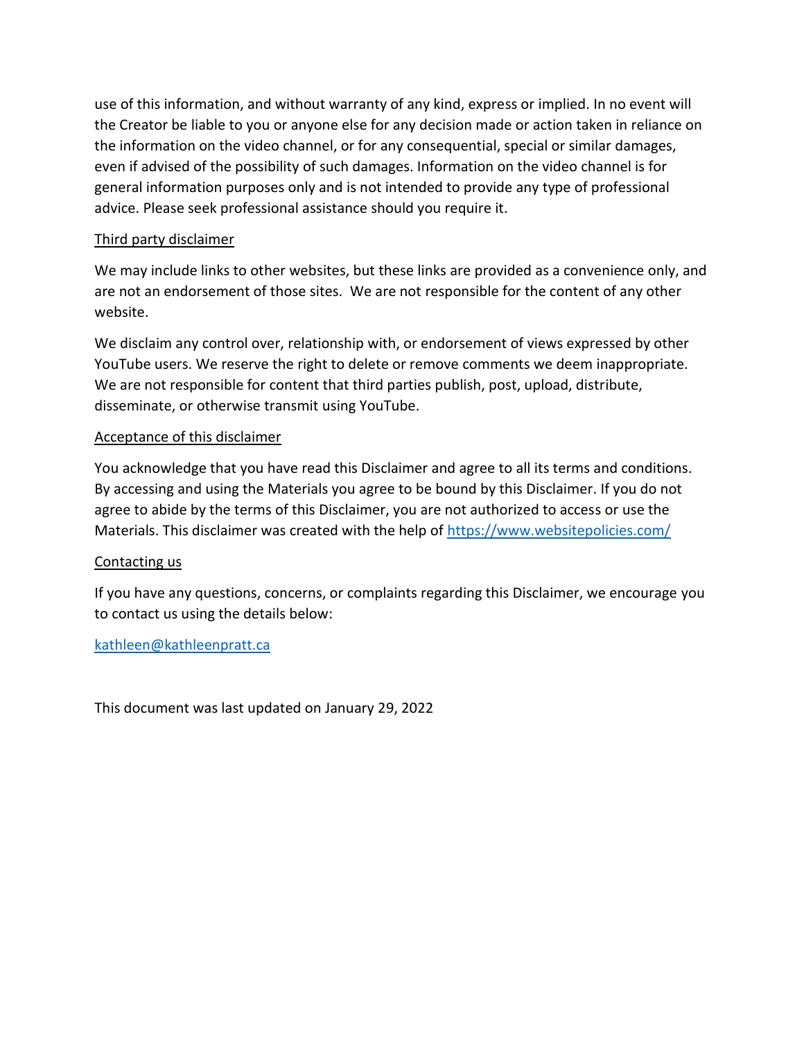use of this information, and without warranty of any kind, express or implied. In no event will the Creator be liable to you or anyone else for any decision made or action taken in reliance on the information on the video channel, or for any consequential, special or similar damages, even if advised of the possibility of such damages. Information on the video channel is for general information purposes only and is not intended to provide any type of professional advice. Please seek professional assistance should you require it.

## Third party disclaimer

We may include links to other websites, but these links are provided as a convenience only, and are not an endorsement of those sites. We are not responsible for the content of any other website.

We disclaim any control over, relationship with, or endorsement of views expressed by other YouTube users. We reserve the right to delete or remove comments we deem inappropriate. We are not responsible for content that third parties publish, post, upload, distribute, disseminate, or otherwise transmit using YouTube.

## Acceptance of this disclaimer

You acknowledge that you have read this Disclaimer and agree to all its terms and conditions. By accessing and using the Materials you agree to be bound by this Disclaimer. If you do not agree to abide by the terms of this Disclaimer, you are not authorized to access or use the Materials. This disclaimer was created with the help of [https://www.websitepolicies.com/](https://www.websitepolicies.com/)

## Contacting us

If you have any questions, concerns, or complaints regarding this Disclaimer, we encourage you to contact us using the details below:

[kathleen@kathleenpratt.ca](mailto:kathleen@kathleenpratt.ca)

This document was last updated on January 29, 2022